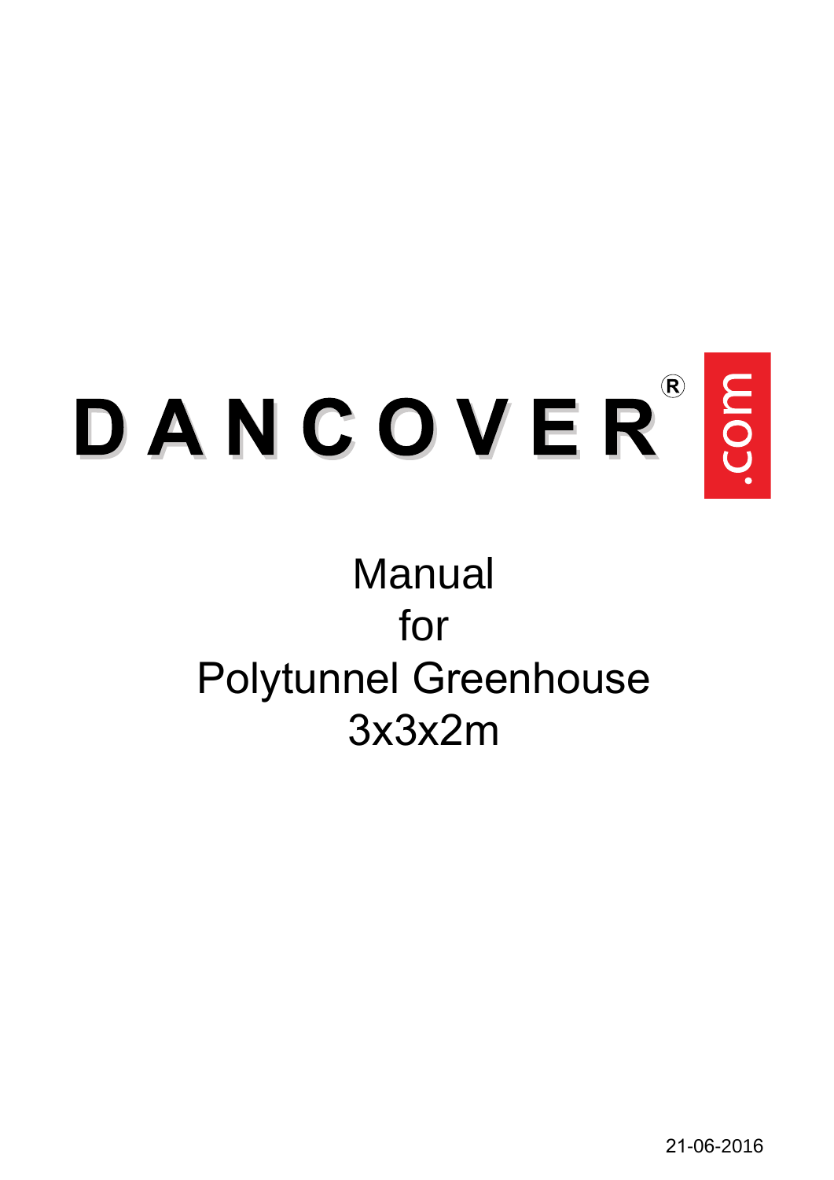# DANCOVER® .com

# Manual for Polytunnel Greenhouse 3x3x2m

21-06-2016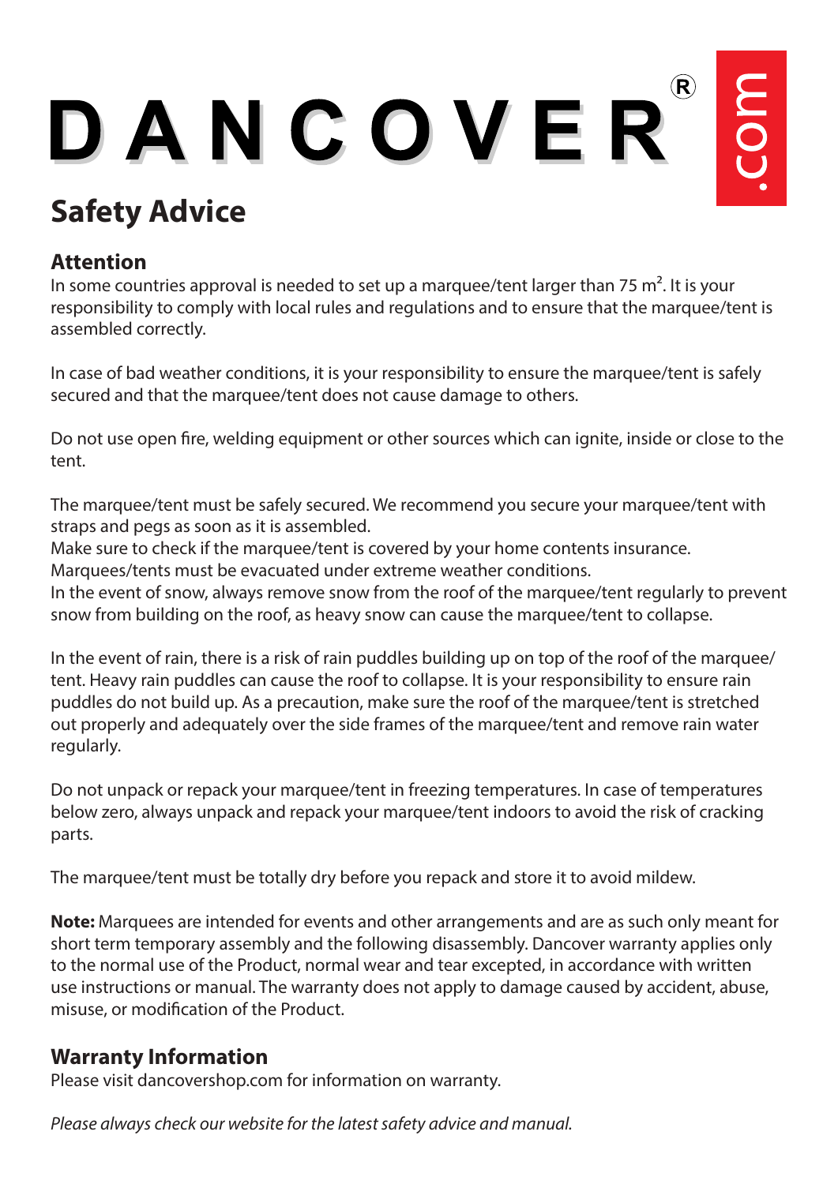DANCOVER® .com

# Safety Advice

## Attention

In some countries approval is needed to set up a marquee/tent larger than 75 m². It is your responsibility to comply with local rules and regulations and to ensure that the marquee/tent is assembled correctly.

In case of bad weather conditions, it is your responsibility to ensure the marquee/tent is safely secured and that the marquee/tent does not cause damage to others.

Do not use open fire, welding equipment or other sources which can ignite, inside or close to the tent.

The marquee/tent must be safely secured. We recommend you secure your marquee/tent with straps and pegs as soon as it is assembled.
Make sure to check if the marquee/tent is covered by your home contents insurance.
Marquees/tents must be evacuated under extreme weather conditions.
In the event of snow, always remove snow from the roof of the marquee/tent regularly to prevent snow from building on the roof, as heavy snow can cause the marquee/tent to collapse.

In the event of rain, there is a risk of rain puddles building up on top of the roof of the marquee/tent. Heavy rain puddles can cause the roof to collapse. It is your responsibility to ensure rain puddles do not build up. As a precaution, make sure the roof of the marquee/tent is stretched out properly and adequately over the side frames of the marquee/tent and remove rain water regularly.

Do not unpack or repack your marquee/tent in freezing temperatures. In case of temperatures below zero, always unpack and repack your marquee/tent indoors to avoid the risk of cracking parts.

The marquee/tent must be totally dry before you repack and store it to avoid mildew.

**Note:** Marquees are intended for events and other arrangements and are as such only meant for short term temporary assembly and the following disassembly. Dancover warranty applies only to the normal use of the Product, normal wear and tear excepted, in accordance with written use instructions or manual. The warranty does not apply to damage caused by accident, abuse, misuse, or modification of the Product.

## Warranty Information

Please visit dancovershop.com for information on warranty.

*Please always check our website for the latest safety advice and manual.*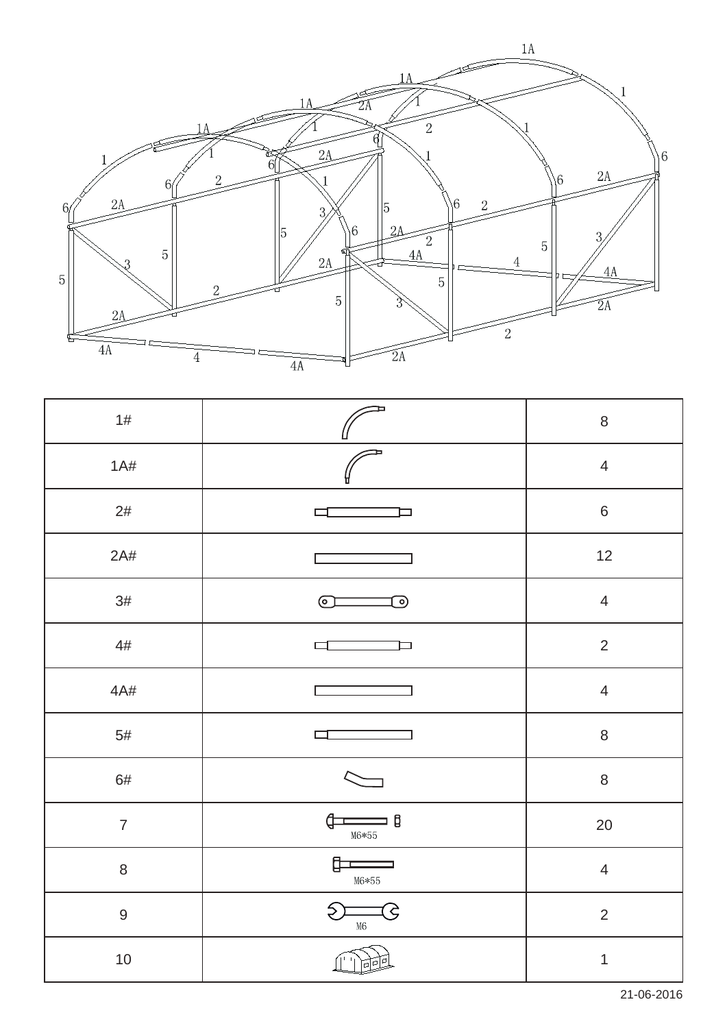| 1# | | 8 |
|---|---|---|
| 1A# | | 4 |
| 2# | | 6 |
| 2A# | | 12 |
| 3# | | 4 |
| 4# | | 2 |
| 4A# | | 4 |
| 5# | | 8 |
| 6# | | 8 |
| 7 | M6*55 | 20 |
| 8 | M6*55 | 4 |
| 9 | M6 | 2 |
| 10 | | 1 |

21-06-2016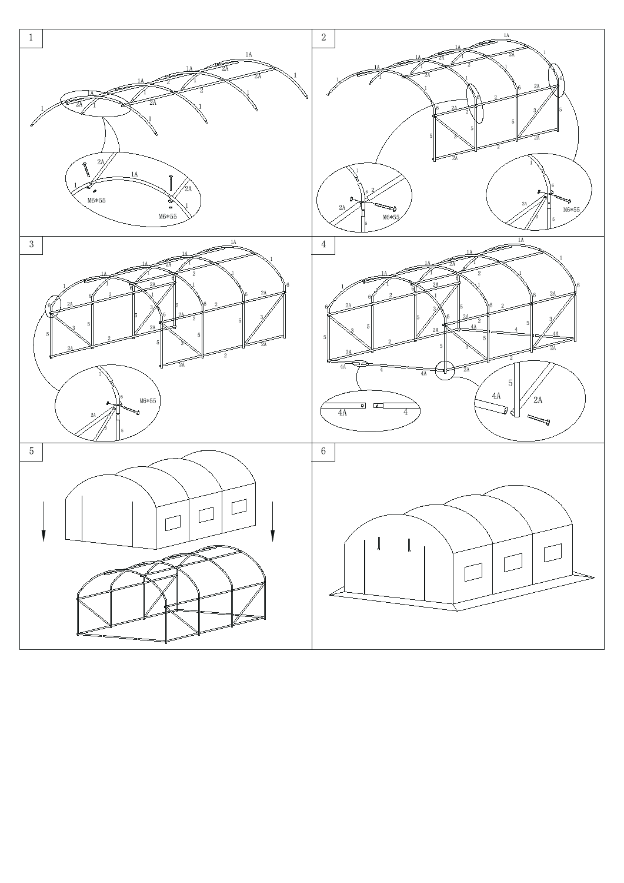1

M6*55

M6*55

2

M6*55

M6*55

3

M6*55

4

5

6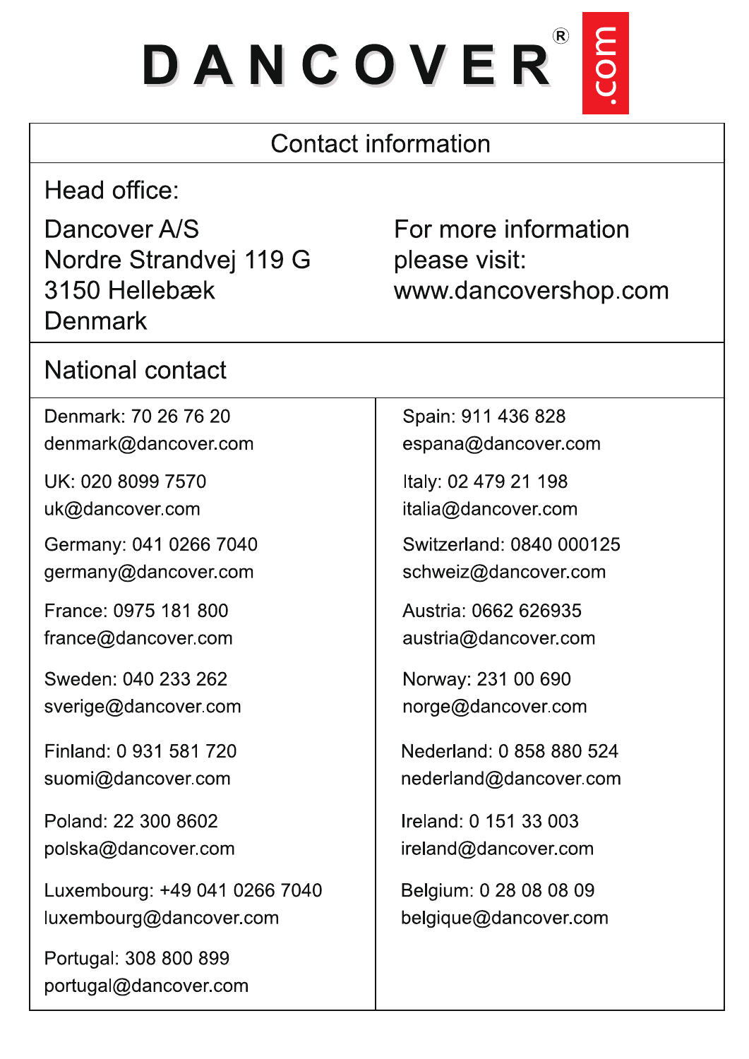# DANCOVER® .com

## Contact information

### Head office:

Dancover A/S
Nordre Strandvej 119 G
3150 Hellebæk
Denmark

For more information please visit:
www.dancovershop.com

### National contact

Denmark: 70 26 76 20
denmark@dancover.com

UK: 020 8099 7570
uk@dancover.com

Germany: 041 0266 7040
germany@dancover.com

France: 0975 181 800
france@dancover.com

Sweden: 040 233 262
sverige@dancover.com

Finland: 0 931 581 720
suomi@dancover.com

Poland: 22 300 8602
polska@dancover.com

Luxembourg: +49 041 0266 7040
luxembourg@dancover.com

Portugal: 308 800 899
portugal@dancover.com

Spain: 911 436 828
espana@dancover.com

Italy: 02 479 21 198
italia@dancover.com

Switzerland: 0840 000125
schweiz@dancover.com

Austria: 0662 626935
austria@dancover.com

Norway: 231 00 690
norge@dancover.com

Nederland: 0 858 880 524
nederland@dancover.com

Ireland: 0 151 33 003
ireland@dancover.com

Belgium: 0 28 08 08 09
belgique@dancover.com